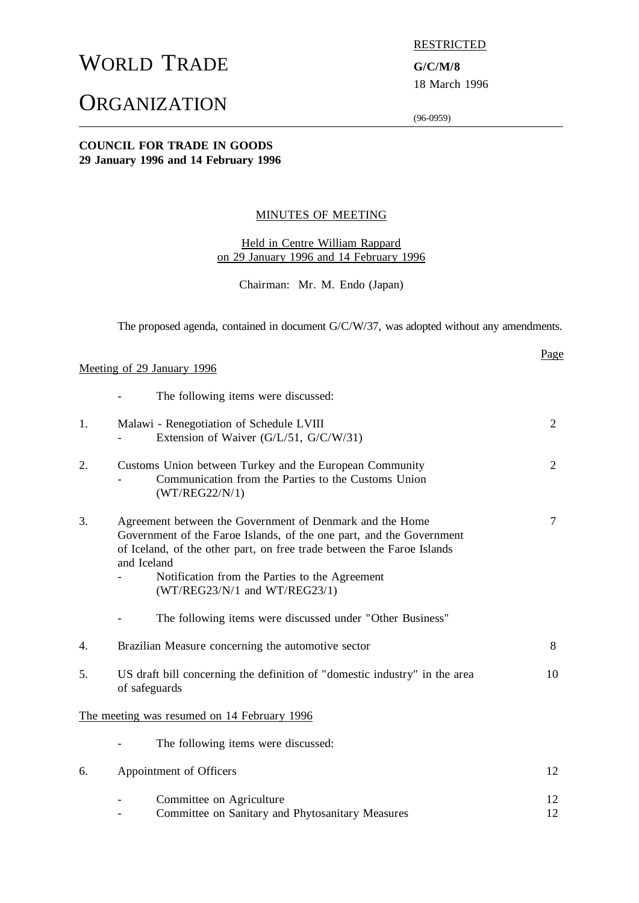# WORLD TRADE ORGANIZATION

RESTRICTED

**G/C/M/8**
18 March 1996

(96-0959)

**COUNCIL FOR TRADE IN GOODS**
**29 January 1996 and 14 February 1996**

## MINUTES OF MEETING

Held in Centre William Rappard
on 29 January 1996 and 14 February 1996

Chairman: Mr. M. Endo (Japan)

The proposed agenda, contained in document G/C/W/37, was adopted without any amendments.

| | | Page |
|---|---|---|
| Meeting of 29 January 1996 | | |
| | - The following items were discussed: | |
| 1. | Malawi - Renegotiation of Schedule LVIII<br>- Extension of Waiver (G/L/51, G/C/W/31) | 2 |
| 2. | Customs Union between Turkey and the European Community<br>- Communication from the Parties to the Customs Union (WT/REG22/N/1) | 2 |
| 3. | Agreement between the Government of Denmark and the Home Government of the Faroe Islands, of the one part, and the Government of Iceland, of the other part, on free trade between the Faroe Islands and Iceland<br>- Notification from the Parties to the Agreement (WT/REG23/N/1 and WT/REG23/1) | 7 |
| | - The following items were discussed under "Other Business" | |
| 4. | Brazilian Measure concerning the automotive sector | 8 |
| 5. | US draft bill concerning the definition of "domestic industry" in the area of safeguards | 10 |
| The meeting was resumed on 14 February 1996 | | |
| | - The following items were discussed: | |
| 6. | Appointment of Officers | 12 |
| | - Committee on Agriculture | 12 |
| | - Committee on Sanitary and Phytosanitary Measures | 12 |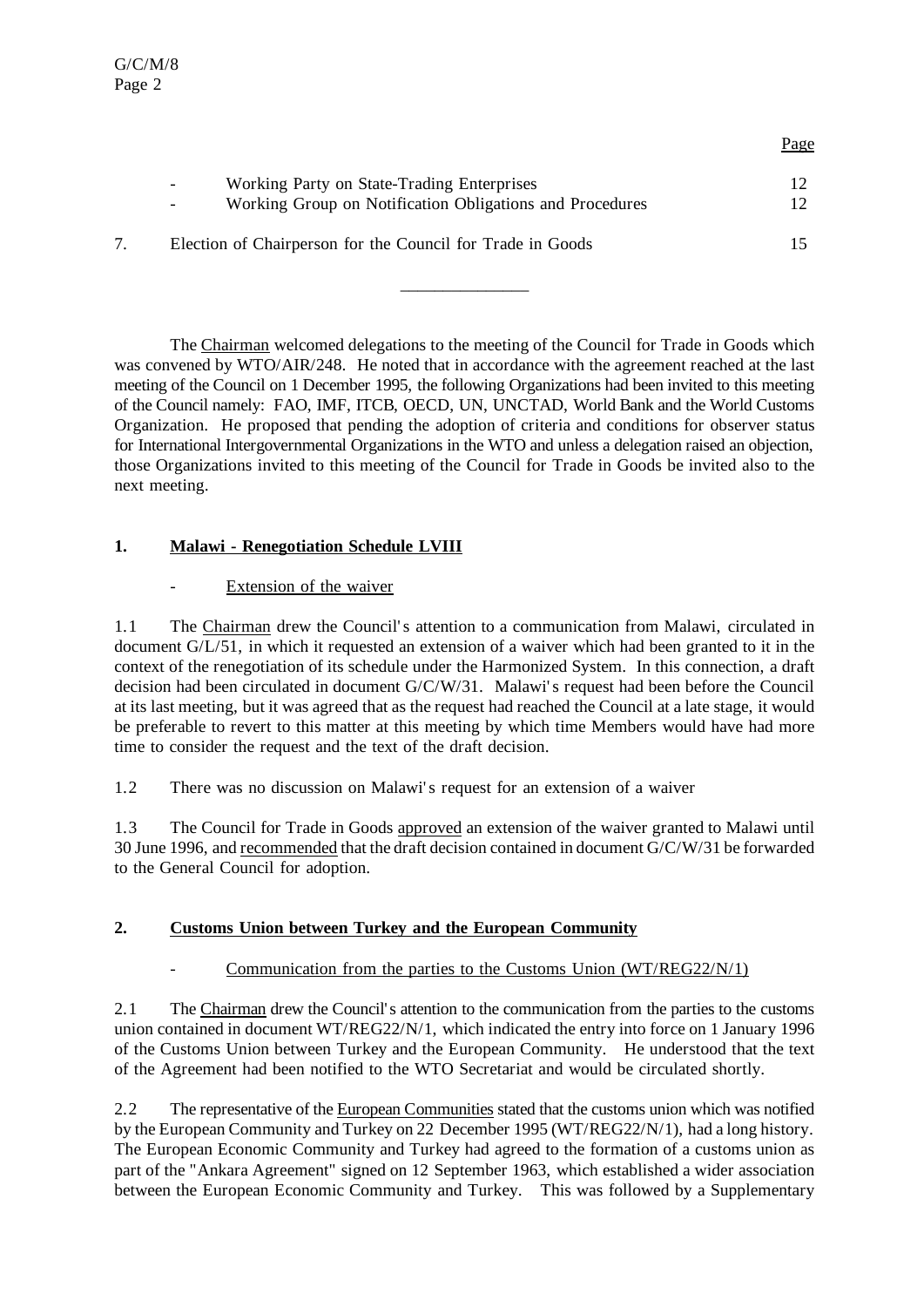| | | Page |
|---|---|---|
| | - Working Party on State-Trading Enterprises | 12 |
| | - Working Group on Notification Obligations and Procedures | 12 |
| 7. | Election of Chairperson for the Council for Trade in Goods | 15 |

---

The Chairman welcomed delegations to the meeting of the Council for Trade in Goods which was convened by WTO/AIR/248. He noted that in accordance with the agreement reached at the last meeting of the Council on 1 December 1995, the following Organizations had been invited to this meeting of the Council namely: FAO, IMF, ITCB, OECD, UN, UNCTAD, World Bank and the World Customs Organization. He proposed that pending the adoption of criteria and conditions for observer status for International Intergovernmental Organizations in the WTO and unless a delegation raised an objection, those Organizations invited to this meeting of the Council for Trade in Goods be invited also to the next meeting.

## 1. Malawi - Renegotiation Schedule LVIII

- Extension of the waiver

1.1 The Chairman drew the Council's attention to a communication from Malawi, circulated in document G/L/51, in which it requested an extension of a waiver which had been granted to it in the context of the renegotiation of its schedule under the Harmonized System. In this connection, a draft decision had been circulated in document G/C/W/31. Malawi's request had been before the Council at its last meeting, but it was agreed that as the request had reached the Council at a late stage, it would be preferable to revert to this matter at this meeting by which time Members would have had more time to consider the request and the text of the draft decision.

1.2 There was no discussion on Malawi's request for an extension of a waiver

1.3 The Council for Trade in Goods approved an extension of the waiver granted to Malawi until 30 June 1996, and recommended that the draft decision contained in document G/C/W/31 be forwarded to the General Council for adoption.

## 2. Customs Union between Turkey and the European Community

- Communication from the parties to the Customs Union (WT/REG22/N/1)

2.1 The Chairman drew the Council's attention to the communication from the parties to the customs union contained in document WT/REG22/N/1, which indicated the entry into force on 1 January 1996 of the Customs Union between Turkey and the European Community. He understood that the text of the Agreement had been notified to the WTO Secretariat and would be circulated shortly.

2.2 The representative of the European Communities stated that the customs union which was notified by the European Community and Turkey on 22 December 1995 (WT/REG22/N/1), had a long history. The European Economic Community and Turkey had agreed to the formation of a customs union as part of the "Ankara Agreement" signed on 12 September 1963, which established a wider association between the European Economic Community and Turkey. This was followed by a Supplementary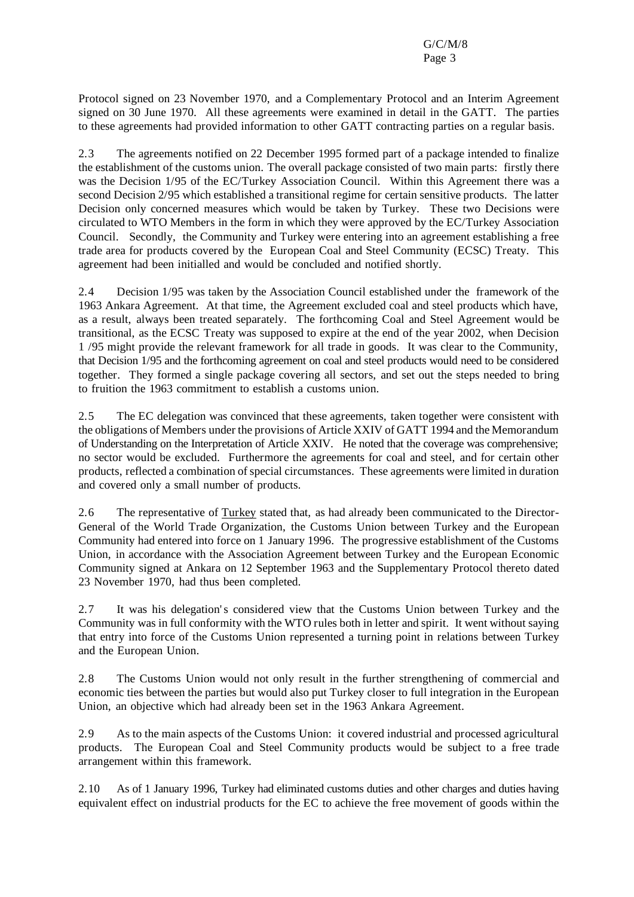Protocol signed on 23 November 1970, and a Complementary Protocol and an Interim Agreement signed on 30 June 1970. All these agreements were examined in detail in the GATT. The parties to these agreements had provided information to other GATT contracting parties on a regular basis.

2.3 The agreements notified on 22 December 1995 formed part of a package intended to finalize the establishment of the customs union. The overall package consisted of two main parts: firstly there was the Decision 1/95 of the EC/Turkey Association Council. Within this Agreement there was a second Decision 2/95 which established a transitional regime for certain sensitive products. The latter Decision only concerned measures which would be taken by Turkey. These two Decisions were circulated to WTO Members in the form in which they were approved by the EC/Turkey Association Council. Secondly, the Community and Turkey were entering into an agreement establishing a free trade area for products covered by the European Coal and Steel Community (ECSC) Treaty. This agreement had been initialled and would be concluded and notified shortly.

2.4 Decision 1/95 was taken by the Association Council established under the framework of the 1963 Ankara Agreement. At that time, the Agreement excluded coal and steel products which have, as a result, always been treated separately. The forthcoming Coal and Steel Agreement would be transitional, as the ECSC Treaty was supposed to expire at the end of the year 2002, when Decision 1 /95 might provide the relevant framework for all trade in goods. It was clear to the Community, that Decision 1/95 and the forthcoming agreement on coal and steel products would need to be considered together. They formed a single package covering all sectors, and set out the steps needed to bring to fruition the 1963 commitment to establish a customs union.

2.5 The EC delegation was convinced that these agreements, taken together were consistent with the obligations of Members under the provisions of Article XXIV of GATT 1994 and the Memorandum of Understanding on the Interpretation of Article XXIV. He noted that the coverage was comprehensive; no sector would be excluded. Furthermore the agreements for coal and steel, and for certain other products, reflected a combination of special circumstances. These agreements were limited in duration and covered only a small number of products.

2.6 The representative of Turkey stated that, as had already been communicated to the Director-General of the World Trade Organization, the Customs Union between Turkey and the European Community had entered into force on 1 January 1996. The progressive establishment of the Customs Union, in accordance with the Association Agreement between Turkey and the European Economic Community signed at Ankara on 12 September 1963 and the Supplementary Protocol thereto dated 23 November 1970, had thus been completed.

2.7 It was his delegation's considered view that the Customs Union between Turkey and the Community was in full conformity with the WTO rules both in letter and spirit. It went without saying that entry into force of the Customs Union represented a turning point in relations between Turkey and the European Union.

2.8 The Customs Union would not only result in the further strengthening of commercial and economic ties between the parties but would also put Turkey closer to full integration in the European Union, an objective which had already been set in the 1963 Ankara Agreement.

2.9 As to the main aspects of the Customs Union: it covered industrial and processed agricultural products. The European Coal and Steel Community products would be subject to a free trade arrangement within this framework.

2.10 As of 1 January 1996, Turkey had eliminated customs duties and other charges and duties having equivalent effect on industrial products for the EC to achieve the free movement of goods within the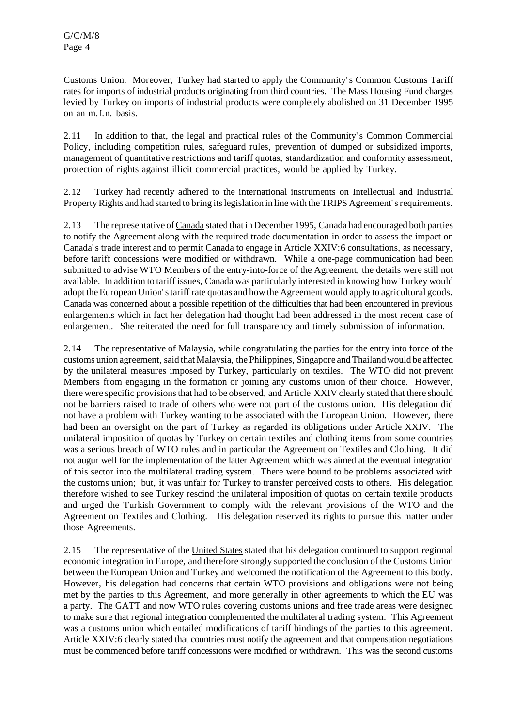Customs Union. Moreover, Turkey had started to apply the Community's Common Customs Tariff rates for imports of industrial products originating from third countries. The Mass Housing Fund charges levied by Turkey on imports of industrial products were completely abolished on 31 December 1995 on an m.f.n. basis.

2.11 In addition to that, the legal and practical rules of the Community's Common Commercial Policy, including competition rules, safeguard rules, prevention of dumped or subsidized imports, management of quantitative restrictions and tariff quotas, standardization and conformity assessment, protection of rights against illicit commercial practices, would be applied by Turkey.

2.12 Turkey had recently adhered to the international instruments on Intellectual and Industrial Property Rights and had started to bring its legislation in line with the TRIPS Agreement's requirements.

2.13 The representative of Canada stated that in December 1995, Canada had encouraged both parties to notify the Agreement along with the required trade documentation in order to assess the impact on Canada's trade interest and to permit Canada to engage in Article XXIV:6 consultations, as necessary, before tariff concessions were modified or withdrawn. While a one-page communication had been submitted to advise WTO Members of the entry-into-force of the Agreement, the details were still not available. In addition to tariff issues, Canada was particularly interested in knowing how Turkey would adopt the European Union's tariff rate quotas and how the Agreement would apply to agricultural goods. Canada was concerned about a possible repetition of the difficulties that had been encountered in previous enlargements which in fact her delegation had thought had been addressed in the most recent case of enlargement. She reiterated the need for full transparency and timely submission of information.

2.14 The representative of Malaysia, while congratulating the parties for the entry into force of the customs union agreement, said that Malaysia, the Philippines, Singapore and Thailand would be affected by the unilateral measures imposed by Turkey, particularly on textiles. The WTO did not prevent Members from engaging in the formation or joining any customs union of their choice. However, there were specific provisions that had to be observed, and Article XXIV clearly stated that there should not be barriers raised to trade of others who were not part of the customs union. His delegation did not have a problem with Turkey wanting to be associated with the European Union. However, there had been an oversight on the part of Turkey as regarded its obligations under Article XXIV. The unilateral imposition of quotas by Turkey on certain textiles and clothing items from some countries was a serious breach of WTO rules and in particular the Agreement on Textiles and Clothing. It did not augur well for the implementation of the latter Agreement which was aimed at the eventual integration of this sector into the multilateral trading system. There were bound to be problems associated with the customs union; but, it was unfair for Turkey to transfer perceived costs to others. His delegation therefore wished to see Turkey rescind the unilateral imposition of quotas on certain textile products and urged the Turkish Government to comply with the relevant provisions of the WTO and the Agreement on Textiles and Clothing. His delegation reserved its rights to pursue this matter under those Agreements.

2.15 The representative of the United States stated that his delegation continued to support regional economic integration in Europe, and therefore strongly supported the conclusion of the Customs Union between the European Union and Turkey and welcomed the notification of the Agreement to this body. However, his delegation had concerns that certain WTO provisions and obligations were not being met by the parties to this Agreement, and more generally in other agreements to which the EU was a party. The GATT and now WTO rules covering customs unions and free trade areas were designed to make sure that regional integration complemented the multilateral trading system. This Agreement was a customs union which entailed modifications of tariff bindings of the parties to this agreement. Article XXIV:6 clearly stated that countries must notify the agreement and that compensation negotiations must be commenced before tariff concessions were modified or withdrawn. This was the second customs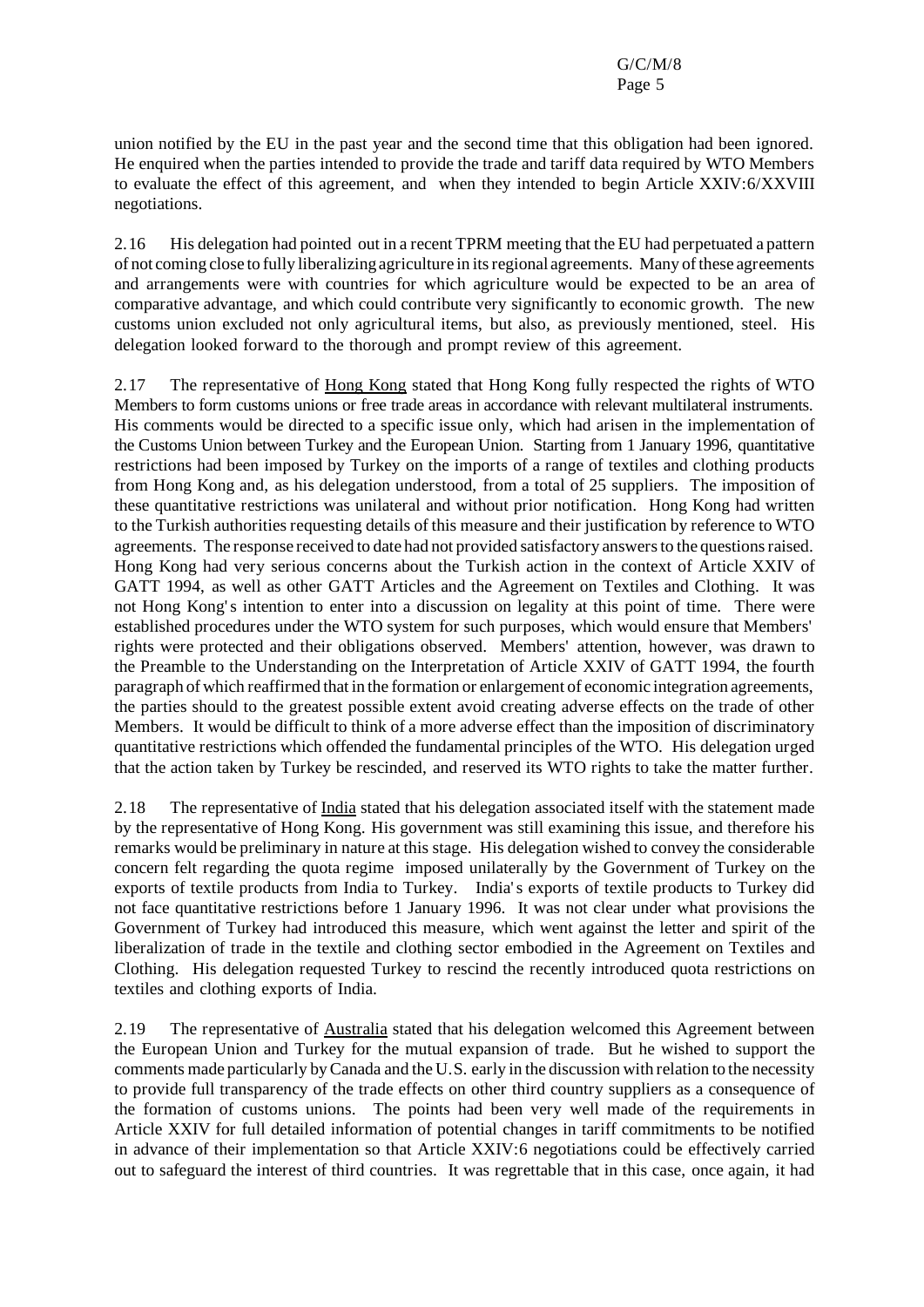union notified by the EU in the past year and the second time that this obligation had been ignored. He enquired when the parties intended to provide the trade and tariff data required by WTO Members to evaluate the effect of this agreement, and when they intended to begin Article XXIV:6/XXVIII negotiations.

2.16 His delegation had pointed out in a recent TPRM meeting that the EU had perpetuated a pattern of not coming close to fully liberalizing agriculture in its regional agreements. Many of these agreements and arrangements were with countries for which agriculture would be expected to be an area of comparative advantage, and which could contribute very significantly to economic growth. The new customs union excluded not only agricultural items, but also, as previously mentioned, steel. His delegation looked forward to the thorough and prompt review of this agreement.

2.17 The representative of Hong Kong stated that Hong Kong fully respected the rights of WTO Members to form customs unions or free trade areas in accordance with relevant multilateral instruments. His comments would be directed to a specific issue only, which had arisen in the implementation of the Customs Union between Turkey and the European Union. Starting from 1 January 1996, quantitative restrictions had been imposed by Turkey on the imports of a range of textiles and clothing products from Hong Kong and, as his delegation understood, from a total of 25 suppliers. The imposition of these quantitative restrictions was unilateral and without prior notification. Hong Kong had written to the Turkish authorities requesting details of this measure and their justification by reference to WTO agreements. The response received to date had not provided satisfactory answers to the questions raised. Hong Kong had very serious concerns about the Turkish action in the context of Article XXIV of GATT 1994, as well as other GATT Articles and the Agreement on Textiles and Clothing. It was not Hong Kong's intention to enter into a discussion on legality at this point of time. There were established procedures under the WTO system for such purposes, which would ensure that Members' rights were protected and their obligations observed. Members' attention, however, was drawn to the Preamble to the Understanding on the Interpretation of Article XXIV of GATT 1994, the fourth paragraph of which reaffirmed that in the formation or enlargement of economic integration agreements, the parties should to the greatest possible extent avoid creating adverse effects on the trade of other Members. It would be difficult to think of a more adverse effect than the imposition of discriminatory quantitative restrictions which offended the fundamental principles of the WTO. His delegation urged that the action taken by Turkey be rescinded, and reserved its WTO rights to take the matter further.

2.18 The representative of India stated that his delegation associated itself with the statement made by the representative of Hong Kong. His government was still examining this issue, and therefore his remarks would be preliminary in nature at this stage. His delegation wished to convey the considerable concern felt regarding the quota regime imposed unilaterally by the Government of Turkey on the exports of textile products from India to Turkey. India's exports of textile products to Turkey did not face quantitative restrictions before 1 January 1996. It was not clear under what provisions the Government of Turkey had introduced this measure, which went against the letter and spirit of the liberalization of trade in the textile and clothing sector embodied in the Agreement on Textiles and Clothing. His delegation requested Turkey to rescind the recently introduced quota restrictions on textiles and clothing exports of India.

2.19 The representative of Australia stated that his delegation welcomed this Agreement between the European Union and Turkey for the mutual expansion of trade. But he wished to support the comments made particularly by Canada and the U.S. early in the discussion with relation to the necessity to provide full transparency of the trade effects on other third country suppliers as a consequence of the formation of customs unions. The points had been very well made of the requirements in Article XXIV for full detailed information of potential changes in tariff commitments to be notified in advance of their implementation so that Article XXIV:6 negotiations could be effectively carried out to safeguard the interest of third countries. It was regrettable that in this case, once again, it had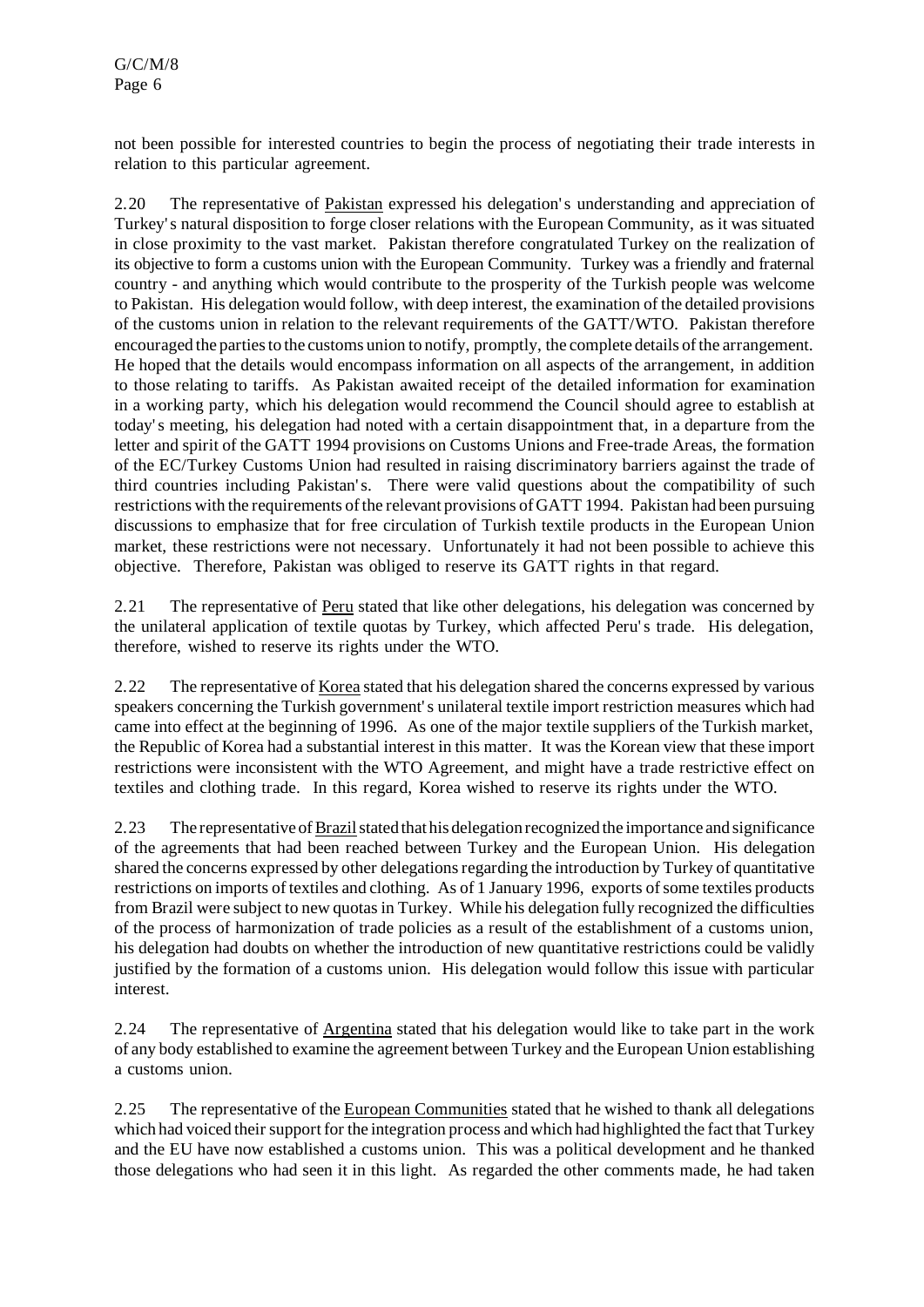not been possible for interested countries to begin the process of negotiating their trade interests in relation to this particular agreement.

2.20 The representative of Pakistan expressed his delegation's understanding and appreciation of Turkey's natural disposition to forge closer relations with the European Community, as it was situated in close proximity to the vast market. Pakistan therefore congratulated Turkey on the realization of its objective to form a customs union with the European Community. Turkey was a friendly and fraternal country - and anything which would contribute to the prosperity of the Turkish people was welcome to Pakistan. His delegation would follow, with deep interest, the examination of the detailed provisions of the customs union in relation to the relevant requirements of the GATT/WTO. Pakistan therefore encouraged the parties to the customs union to notify, promptly, the complete details of the arrangement. He hoped that the details would encompass information on all aspects of the arrangement, in addition to those relating to tariffs. As Pakistan awaited receipt of the detailed information for examination in a working party, which his delegation would recommend the Council should agree to establish at today's meeting, his delegation had noted with a certain disappointment that, in a departure from the letter and spirit of the GATT 1994 provisions on Customs Unions and Free-trade Areas, the formation of the EC/Turkey Customs Union had resulted in raising discriminatory barriers against the trade of third countries including Pakistan's. There were valid questions about the compatibility of such restrictions with the requirements of the relevant provisions of GATT 1994. Pakistan had been pursuing discussions to emphasize that for free circulation of Turkish textile products in the European Union market, these restrictions were not necessary. Unfortunately it had not been possible to achieve this objective. Therefore, Pakistan was obliged to reserve its GATT rights in that regard.

2.21 The representative of Peru stated that like other delegations, his delegation was concerned by the unilateral application of textile quotas by Turkey, which affected Peru's trade. His delegation, therefore, wished to reserve its rights under the WTO.

2.22 The representative of Korea stated that his delegation shared the concerns expressed by various speakers concerning the Turkish government's unilateral textile import restriction measures which had came into effect at the beginning of 1996. As one of the major textile suppliers of the Turkish market, the Republic of Korea had a substantial interest in this matter. It was the Korean view that these import restrictions were inconsistent with the WTO Agreement, and might have a trade restrictive effect on textiles and clothing trade. In this regard, Korea wished to reserve its rights under the WTO.

2.23 The representative of Brazil stated that his delegation recognized the importance and significance of the agreements that had been reached between Turkey and the European Union. His delegation shared the concerns expressed by other delegations regarding the introduction by Turkey of quantitative restrictions on imports of textiles and clothing. As of 1 January 1996, exports of some textiles products from Brazil were subject to new quotas in Turkey. While his delegation fully recognized the difficulties of the process of harmonization of trade policies as a result of the establishment of a customs union, his delegation had doubts on whether the introduction of new quantitative restrictions could be validly justified by the formation of a customs union. His delegation would follow this issue with particular interest.

2.24 The representative of Argentina stated that his delegation would like to take part in the work of any body established to examine the agreement between Turkey and the European Union establishing a customs union.

2.25 The representative of the European Communities stated that he wished to thank all delegations which had voiced their support for the integration process and which had highlighted the fact that Turkey and the EU have now established a customs union. This was a political development and he thanked those delegations who had seen it in this light. As regarded the other comments made, he had taken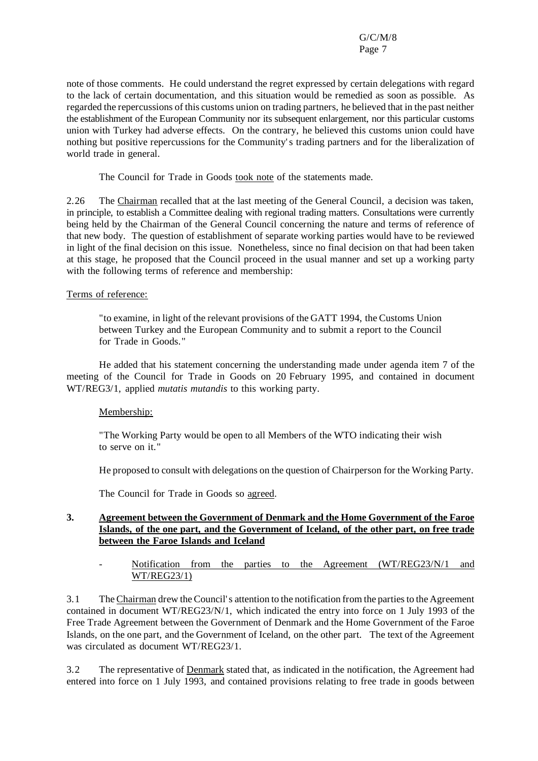note of those comments. He could understand the regret expressed by certain delegations with regard to the lack of certain documentation, and this situation would be remedied as soon as possible. As regarded the repercussions of this customs union on trading partners, he believed that in the past neither the establishment of the European Community nor its subsequent enlargement, nor this particular customs union with Turkey had adverse effects. On the contrary, he believed this customs union could have nothing but positive repercussions for the Community's trading partners and for the liberalization of world trade in general.

The Council for Trade in Goods took note of the statements made.

2.26 The Chairman recalled that at the last meeting of the General Council, a decision was taken, in principle, to establish a Committee dealing with regional trading matters. Consultations were currently being held by the Chairman of the General Council concerning the nature and terms of reference of that new body. The question of establishment of separate working parties would have to be reviewed in light of the final decision on this issue. Nonetheless, since no final decision on that had been taken at this stage, he proposed that the Council proceed in the usual manner and set up a working party with the following terms of reference and membership:

Terms of reference:

> "to examine, in light of the relevant provisions of the GATT 1994, the Customs Union between Turkey and the European Community and to submit a report to the Council for Trade in Goods."

He added that his statement concerning the understanding made under agenda item 7 of the meeting of the Council for Trade in Goods on 20 February 1995, and contained in document WT/REG3/1, applied *mutatis mutandis* to this working party.

Membership:

> "The Working Party would be open to all Members of the WTO indicating their wish to serve on it."

He proposed to consult with delegations on the question of Chairperson for the Working Party.

The Council for Trade in Goods so agreed.

## 3. Agreement between the Government of Denmark and the Home Government of the Faroe Islands, of the one part, and the Government of Iceland, of the other part, on free trade between the Faroe Islands and Iceland

- Notification from the parties to the Agreement (WT/REG23/N/1 and WT/REG23/1)

3.1 The Chairman drew the Council's attention to the notification from the parties to the Agreement contained in document WT/REG23/N/1, which indicated the entry into force on 1 July 1993 of the Free Trade Agreement between the Government of Denmark and the Home Government of the Faroe Islands, on the one part, and the Government of Iceland, on the other part. The text of the Agreement was circulated as document WT/REG23/1.

3.2 The representative of Denmark stated that, as indicated in the notification, the Agreement had entered into force on 1 July 1993, and contained provisions relating to free trade in goods between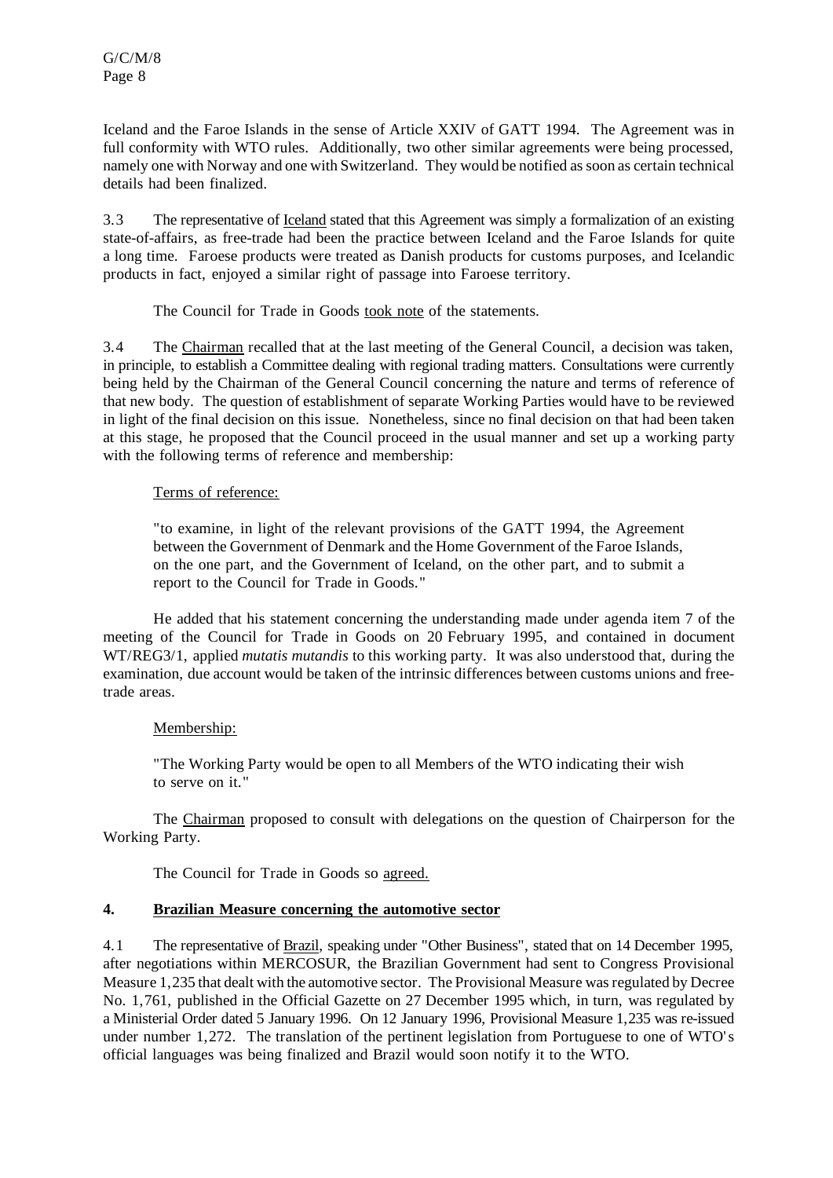Iceland and the Faroe Islands in the sense of Article XXIV of GATT 1994. The Agreement was in full conformity with WTO rules. Additionally, two other similar agreements were being processed, namely one with Norway and one with Switzerland. They would be notified as soon as certain technical details had been finalized.

3.3 The representative of Iceland stated that this Agreement was simply a formalization of an existing state-of-affairs, as free-trade had been the practice between Iceland and the Faroe Islands for quite a long time. Faroese products were treated as Danish products for customs purposes, and Icelandic products in fact, enjoyed a similar right of passage into Faroese territory.

The Council for Trade in Goods took note of the statements.

3.4 The Chairman recalled that at the last meeting of the General Council, a decision was taken, in principle, to establish a Committee dealing with regional trading matters. Consultations were currently being held by the Chairman of the General Council concerning the nature and terms of reference of that new body. The question of establishment of separate Working Parties would have to be reviewed in light of the final decision on this issue. Nonetheless, since no final decision on that had been taken at this stage, he proposed that the Council proceed in the usual manner and set up a working party with the following terms of reference and membership:

Terms of reference:

> "to examine, in light of the relevant provisions of the GATT 1994, the Agreement between the Government of Denmark and the Home Government of the Faroe Islands, on the one part, and the Government of Iceland, on the other part, and to submit a report to the Council for Trade in Goods."

He added that his statement concerning the understanding made under agenda item 7 of the meeting of the Council for Trade in Goods on 20 February 1995, and contained in document WT/REG3/1, applied *mutatis mutandis* to this working party. It was also understood that, during the examination, due account would be taken of the intrinsic differences between customs unions and free-trade areas.

Membership:

> "The Working Party would be open to all Members of the WTO indicating their wish to serve on it."

The Chairman proposed to consult with delegations on the question of Chairperson for the Working Party.

The Council for Trade in Goods so agreed.

## 4. Brazilian Measure concerning the automotive sector

4.1 The representative of Brazil, speaking under "Other Business", stated that on 14 December 1995, after negotiations within MERCOSUR, the Brazilian Government had sent to Congress Provisional Measure 1,235 that dealt with the automotive sector. The Provisional Measure was regulated by Decree No. 1,761, published in the Official Gazette on 27 December 1995 which, in turn, was regulated by a Ministerial Order dated 5 January 1996. On 12 January 1996, Provisional Measure 1,235 was re-issued under number 1,272. The translation of the pertinent legislation from Portuguese to one of WTO's official languages was being finalized and Brazil would soon notify it to the WTO.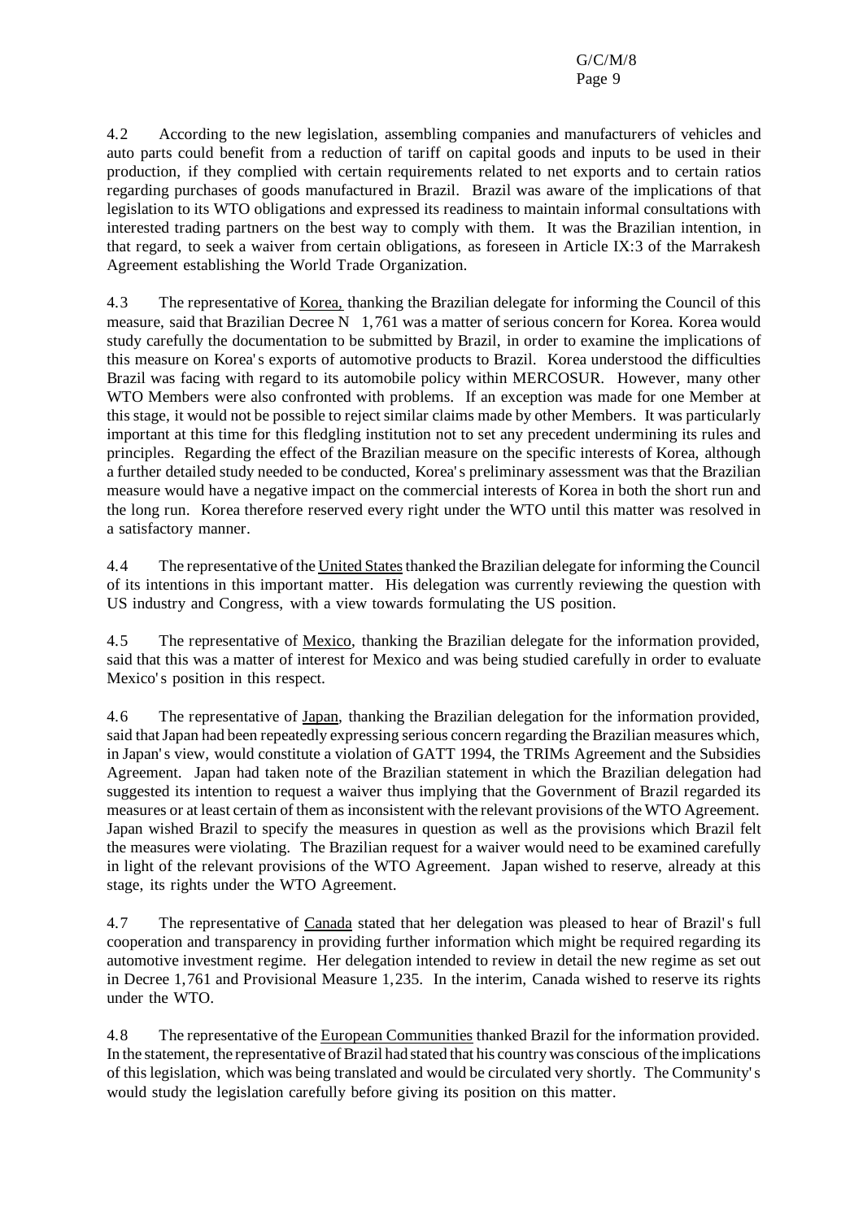4.2 According to the new legislation, assembling companies and manufacturers of vehicles and auto parts could benefit from a reduction of tariff on capital goods and inputs to be used in their production, if they complied with certain requirements related to net exports and to certain ratios regarding purchases of goods manufactured in Brazil. Brazil was aware of the implications of that legislation to its WTO obligations and expressed its readiness to maintain informal consultations with interested trading partners on the best way to comply with them. It was the Brazilian intention, in that regard, to seek a waiver from certain obligations, as foreseen in Article IX:3 of the Marrakesh Agreement establishing the World Trade Organization.

4.3 The representative of Korea, thanking the Brazilian delegate for informing the Council of this measure, said that Brazilian Decree N 1,761 was a matter of serious concern for Korea. Korea would study carefully the documentation to be submitted by Brazil, in order to examine the implications of this measure on Korea's exports of automotive products to Brazil. Korea understood the difficulties Brazil was facing with regard to its automobile policy within MERCOSUR. However, many other WTO Members were also confronted with problems. If an exception was made for one Member at this stage, it would not be possible to reject similar claims made by other Members. It was particularly important at this time for this fledgling institution not to set any precedent undermining its rules and principles. Regarding the effect of the Brazilian measure on the specific interests of Korea, although a further detailed study needed to be conducted, Korea's preliminary assessment was that the Brazilian measure would have a negative impact on the commercial interests of Korea in both the short run and the long run. Korea therefore reserved every right under the WTO until this matter was resolved in a satisfactory manner.

4.4 The representative of the United States thanked the Brazilian delegate for informing the Council of its intentions in this important matter. His delegation was currently reviewing the question with US industry and Congress, with a view towards formulating the US position.

4.5 The representative of Mexico, thanking the Brazilian delegate for the information provided, said that this was a matter of interest for Mexico and was being studied carefully in order to evaluate Mexico's position in this respect.

4.6 The representative of Japan, thanking the Brazilian delegation for the information provided, said that Japan had been repeatedly expressing serious concern regarding the Brazilian measures which, in Japan's view, would constitute a violation of GATT 1994, the TRIMs Agreement and the Subsidies Agreement. Japan had taken note of the Brazilian statement in which the Brazilian delegation had suggested its intention to request a waiver thus implying that the Government of Brazil regarded its measures or at least certain of them as inconsistent with the relevant provisions of the WTO Agreement. Japan wished Brazil to specify the measures in question as well as the provisions which Brazil felt the measures were violating. The Brazilian request for a waiver would need to be examined carefully in light of the relevant provisions of the WTO Agreement. Japan wished to reserve, already at this stage, its rights under the WTO Agreement.

4.7 The representative of Canada stated that her delegation was pleased to hear of Brazil's full cooperation and transparency in providing further information which might be required regarding its automotive investment regime. Her delegation intended to review in detail the new regime as set out in Decree 1,761 and Provisional Measure 1,235. In the interim, Canada wished to reserve its rights under the WTO.

4.8 The representative of the European Communities thanked Brazil for the information provided. In the statement, the representative of Brazil had stated that his country was conscious of the implications of this legislation, which was being translated and would be circulated very shortly. The Community's would study the legislation carefully before giving its position on this matter.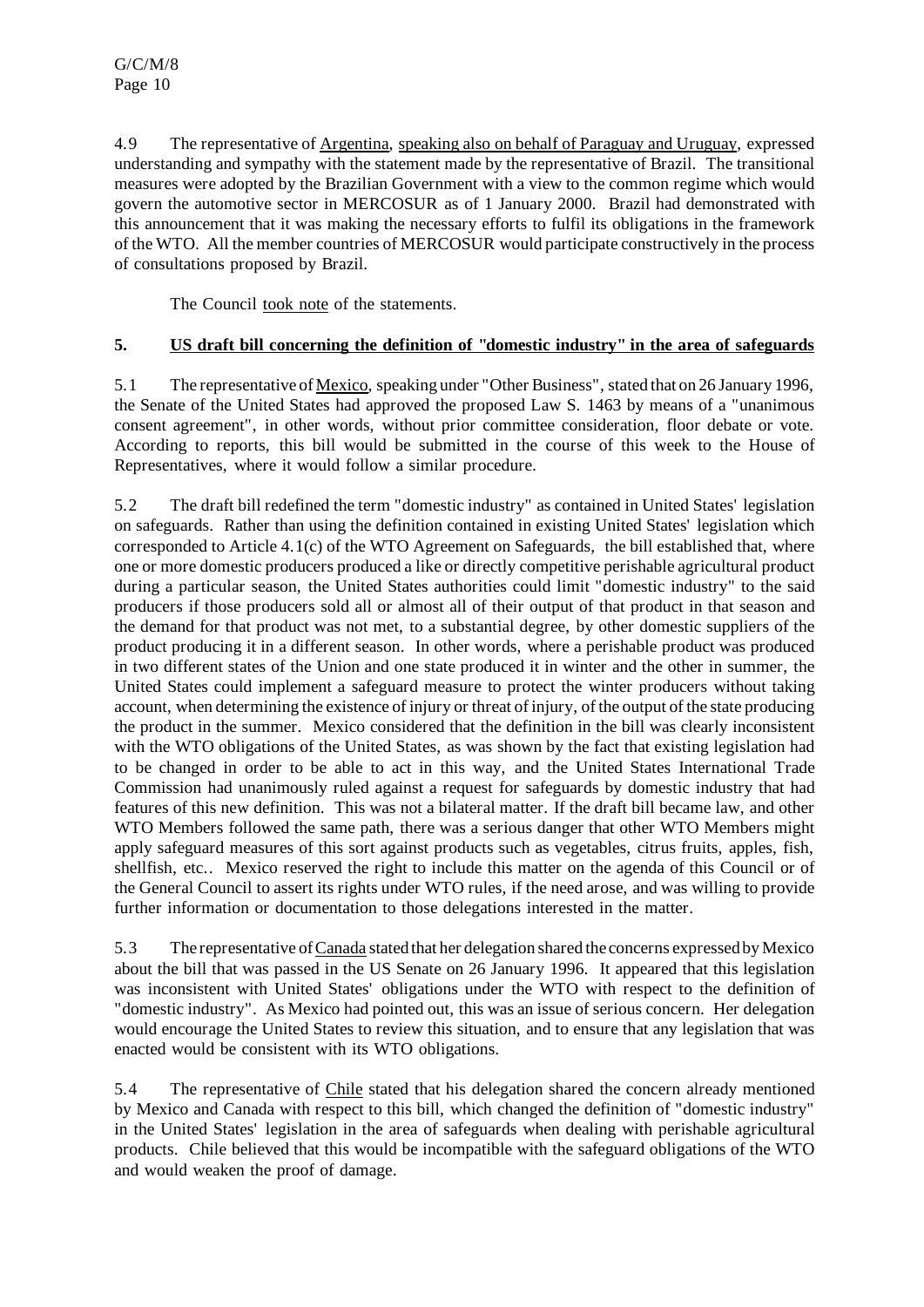4.9 The representative of Argentina, speaking also on behalf of Paraguay and Uruguay, expressed understanding and sympathy with the statement made by the representative of Brazil. The transitional measures were adopted by the Brazilian Government with a view to the common regime which would govern the automotive sector in MERCOSUR as of 1 January 2000. Brazil had demonstrated with this announcement that it was making the necessary efforts to fulfil its obligations in the framework of the WTO. All the member countries of MERCOSUR would participate constructively in the process of consultations proposed by Brazil.

The Council took note of the statements.

## 5. US draft bill concerning the definition of "domestic industry" in the area of safeguards

5.1 The representative of Mexico, speaking under "Other Business", stated that on 26 January 1996, the Senate of the United States had approved the proposed Law S. 1463 by means of a "unanimous consent agreement", in other words, without prior committee consideration, floor debate or vote. According to reports, this bill would be submitted in the course of this week to the House of Representatives, where it would follow a similar procedure.

5.2 The draft bill redefined the term "domestic industry" as contained in United States' legislation on safeguards. Rather than using the definition contained in existing United States' legislation which corresponded to Article 4.1(c) of the WTO Agreement on Safeguards, the bill established that, where one or more domestic producers produced a like or directly competitive perishable agricultural product during a particular season, the United States authorities could limit "domestic industry" to the said producers if those producers sold all or almost all of their output of that product in that season and the demand for that product was not met, to a substantial degree, by other domestic suppliers of the product producing it in a different season. In other words, where a perishable product was produced in two different states of the Union and one state produced it in winter and the other in summer, the United States could implement a safeguard measure to protect the winter producers without taking account, when determining the existence of injury or threat of injury, of the output of the state producing the product in the summer. Mexico considered that the definition in the bill was clearly inconsistent with the WTO obligations of the United States, as was shown by the fact that existing legislation had to be changed in order to be able to act in this way, and the United States International Trade Commission had unanimously ruled against a request for safeguards by domestic industry that had features of this new definition. This was not a bilateral matter. If the draft bill became law, and other WTO Members followed the same path, there was a serious danger that other WTO Members might apply safeguard measures of this sort against products such as vegetables, citrus fruits, apples, fish, shellfish, etc.. Mexico reserved the right to include this matter on the agenda of this Council or of the General Council to assert its rights under WTO rules, if the need arose, and was willing to provide further information or documentation to those delegations interested in the matter.

5.3 The representative of Canada stated that her delegation shared the concerns expressed by Mexico about the bill that was passed in the US Senate on 26 January 1996. It appeared that this legislation was inconsistent with United States' obligations under the WTO with respect to the definition of "domestic industry". As Mexico had pointed out, this was an issue of serious concern. Her delegation would encourage the United States to review this situation, and to ensure that any legislation that was enacted would be consistent with its WTO obligations.

5.4 The representative of Chile stated that his delegation shared the concern already mentioned by Mexico and Canada with respect to this bill, which changed the definition of "domestic industry" in the United States' legislation in the area of safeguards when dealing with perishable agricultural products. Chile believed that this would be incompatible with the safeguard obligations of the WTO and would weaken the proof of damage.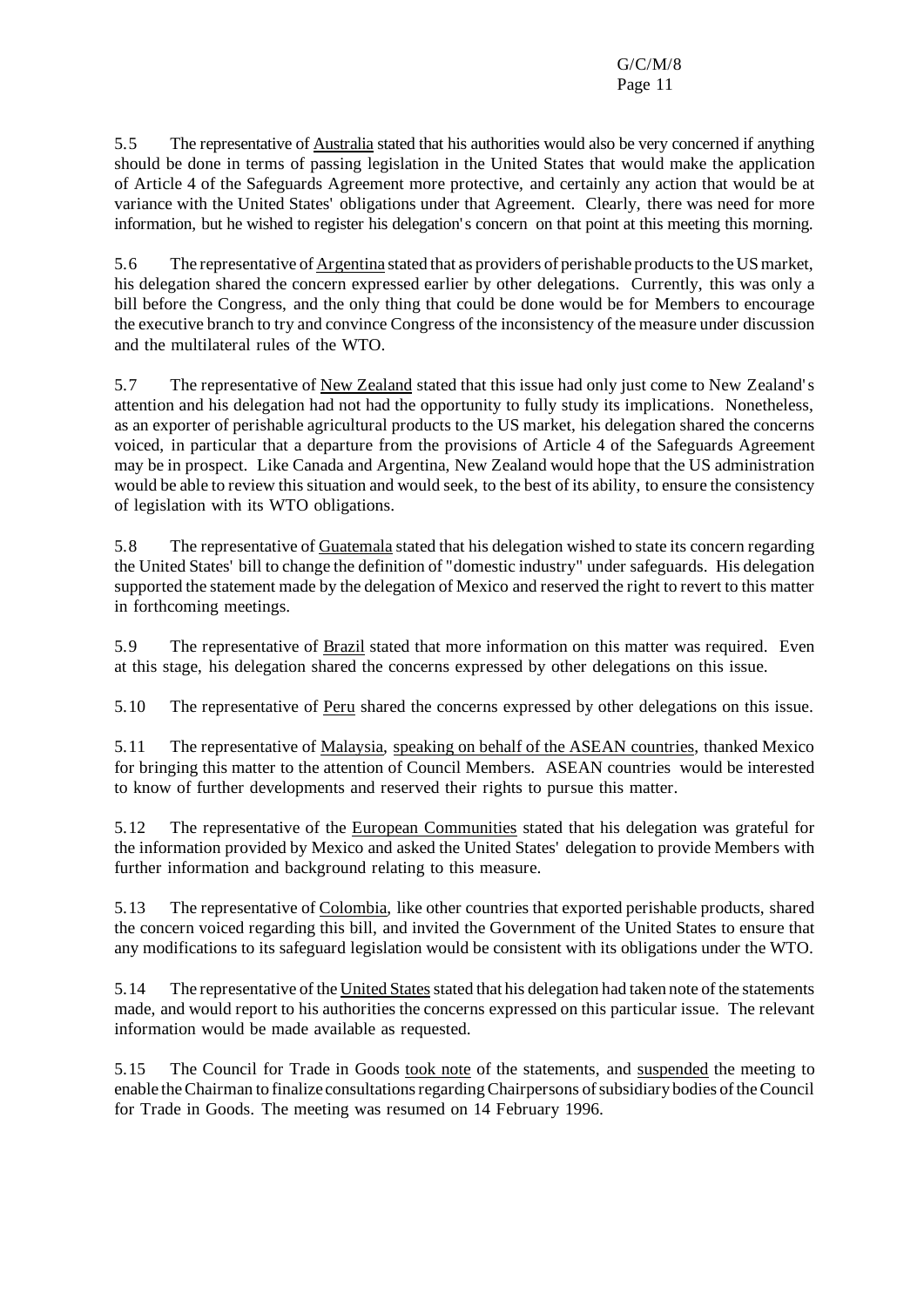5.5 The representative of Australia stated that his authorities would also be very concerned if anything should be done in terms of passing legislation in the United States that would make the application of Article 4 of the Safeguards Agreement more protective, and certainly any action that would be at variance with the United States' obligations under that Agreement. Clearly, there was need for more information, but he wished to register his delegation's concern on that point at this meeting this morning.

5.6 The representative of Argentina stated that as providers of perishable products to the US market, his delegation shared the concern expressed earlier by other delegations. Currently, this was only a bill before the Congress, and the only thing that could be done would be for Members to encourage the executive branch to try and convince Congress of the inconsistency of the measure under discussion and the multilateral rules of the WTO.

5.7 The representative of New Zealand stated that this issue had only just come to New Zealand's attention and his delegation had not had the opportunity to fully study its implications. Nonetheless, as an exporter of perishable agricultural products to the US market, his delegation shared the concerns voiced, in particular that a departure from the provisions of Article 4 of the Safeguards Agreement may be in prospect. Like Canada and Argentina, New Zealand would hope that the US administration would be able to review this situation and would seek, to the best of its ability, to ensure the consistency of legislation with its WTO obligations.

5.8 The representative of Guatemala stated that his delegation wished to state its concern regarding the United States' bill to change the definition of "domestic industry" under safeguards. His delegation supported the statement made by the delegation of Mexico and reserved the right to revert to this matter in forthcoming meetings.

5.9 The representative of Brazil stated that more information on this matter was required. Even at this stage, his delegation shared the concerns expressed by other delegations on this issue.

5.10 The representative of Peru shared the concerns expressed by other delegations on this issue.

5.11 The representative of Malaysia, speaking on behalf of the ASEAN countries, thanked Mexico for bringing this matter to the attention of Council Members. ASEAN countries would be interested to know of further developments and reserved their rights to pursue this matter.

5.12 The representative of the European Communities stated that his delegation was grateful for the information provided by Mexico and asked the United States' delegation to provide Members with further information and background relating to this measure.

5.13 The representative of Colombia, like other countries that exported perishable products, shared the concern voiced regarding this bill, and invited the Government of the United States to ensure that any modifications to its safeguard legislation would be consistent with its obligations under the WTO.

5.14 The representative of the United States stated that his delegation had taken note of the statements made, and would report to his authorities the concerns expressed on this particular issue. The relevant information would be made available as requested.

5.15 The Council for Trade in Goods took note of the statements, and suspended the meeting to enable the Chairman to finalize consultations regarding Chairpersons of subsidiary bodies of the Council for Trade in Goods. The meeting was resumed on 14 February 1996.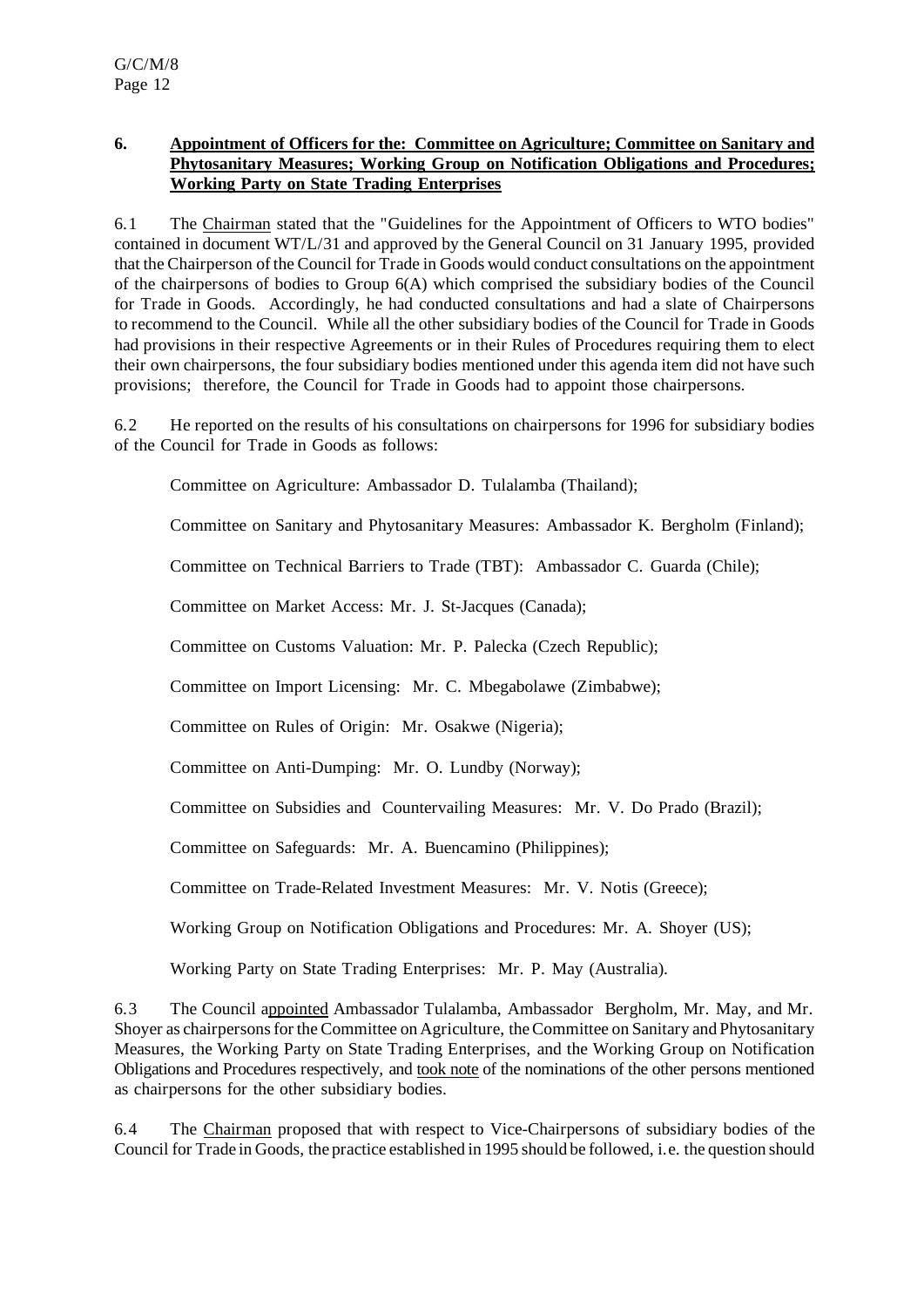**6. Appointment of Officers for the: Committee on Agriculture; Committee on Sanitary and Phytosanitary Measures; Working Group on Notification Obligations and Procedures; Working Party on State Trading Enterprises**

6.1 The Chairman stated that the "Guidelines for the Appointment of Officers to WTO bodies" contained in document WT/L/31 and approved by the General Council on 31 January 1995, provided that the Chairperson of the Council for Trade in Goods would conduct consultations on the appointment of the chairpersons of bodies to Group 6(A) which comprised the subsidiary bodies of the Council for Trade in Goods. Accordingly, he had conducted consultations and had a slate of Chairpersons to recommend to the Council. While all the other subsidiary bodies of the Council for Trade in Goods had provisions in their respective Agreements or in their Rules of Procedures requiring them to elect their own chairpersons, the four subsidiary bodies mentioned under this agenda item did not have such provisions; therefore, the Council for Trade in Goods had to appoint those chairpersons.

6.2 He reported on the results of his consultations on chairpersons for 1996 for subsidiary bodies of the Council for Trade in Goods as follows:

Committee on Agriculture: Ambassador D. Tulalamba (Thailand);

Committee on Sanitary and Phytosanitary Measures: Ambassador K. Bergholm (Finland);

Committee on Technical Barriers to Trade (TBT): Ambassador C. Guarda (Chile);

Committee on Market Access: Mr. J. St-Jacques (Canada);

Committee on Customs Valuation: Mr. P. Palecka (Czech Republic);

Committee on Import Licensing: Mr. C. Mbegabolawe (Zimbabwe);

Committee on Rules of Origin: Mr. Osakwe (Nigeria);

Committee on Anti-Dumping: Mr. O. Lundby (Norway);

Committee on Subsidies and Countervailing Measures: Mr. V. Do Prado (Brazil);

Committee on Safeguards: Mr. A. Buencamino (Philippines);

Committee on Trade-Related Investment Measures: Mr. V. Notis (Greece);

Working Group on Notification Obligations and Procedures: Mr. A. Shoyer (US);

Working Party on State Trading Enterprises: Mr. P. May (Australia).

6.3 The Council appointed Ambassador Tulalamba, Ambassador Bergholm, Mr. May, and Mr. Shoyer as chairpersons for the Committee on Agriculture, the Committee on Sanitary and Phytosanitary Measures, the Working Party on State Trading Enterprises, and the Working Group on Notification Obligations and Procedures respectively, and took note of the nominations of the other persons mentioned as chairpersons for the other subsidiary bodies.

6.4 The Chairman proposed that with respect to Vice-Chairpersons of subsidiary bodies of the Council for Trade in Goods, the practice established in 1995 should be followed, i.e. the question should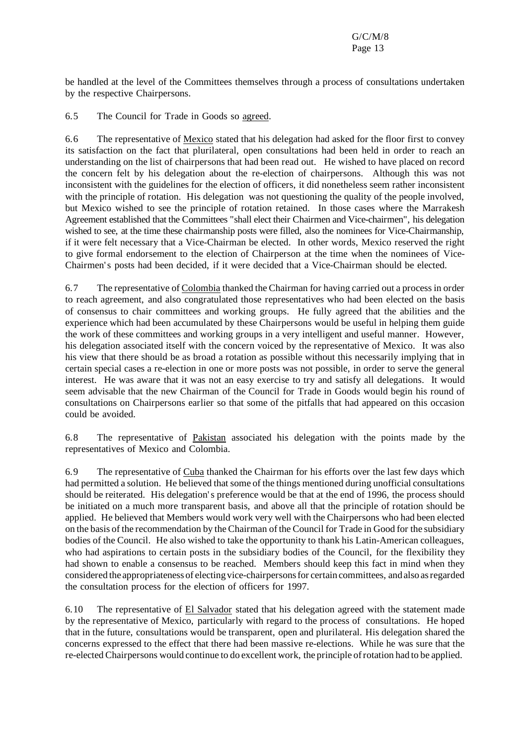be handled at the level of the Committees themselves through a process of consultations undertaken by the respective Chairpersons.

6.5 The Council for Trade in Goods so agreed.

6.6 The representative of Mexico stated that his delegation had asked for the floor first to convey its satisfaction on the fact that plurilateral, open consultations had been held in order to reach an understanding on the list of chairpersons that had been read out. He wished to have placed on record the concern felt by his delegation about the re-election of chairpersons. Although this was not inconsistent with the guidelines for the election of officers, it did nonetheless seem rather inconsistent with the principle of rotation. His delegation was not questioning the quality of the people involved, but Mexico wished to see the principle of rotation retained. In those cases where the Marrakesh Agreement established that the Committees "shall elect their Chairmen and Vice-chairmen", his delegation wished to see, at the time these chairmanship posts were filled, also the nominees for Vice-Chairmanship, if it were felt necessary that a Vice-Chairman be elected. In other words, Mexico reserved the right to give formal endorsement to the election of Chairperson at the time when the nominees of Vice-Chairmen's posts had been decided, if it were decided that a Vice-Chairman should be elected.

6.7 The representative of Colombia thanked the Chairman for having carried out a process in order to reach agreement, and also congratulated those representatives who had been elected on the basis of consensus to chair committees and working groups. He fully agreed that the abilities and the experience which had been accumulated by these Chairpersons would be useful in helping them guide the work of these committees and working groups in a very intelligent and useful manner. However, his delegation associated itself with the concern voiced by the representative of Mexico. It was also his view that there should be as broad a rotation as possible without this necessarily implying that in certain special cases a re-election in one or more posts was not possible, in order to serve the general interest. He was aware that it was not an easy exercise to try and satisfy all delegations. It would seem advisable that the new Chairman of the Council for Trade in Goods would begin his round of consultations on Chairpersons earlier so that some of the pitfalls that had appeared on this occasion could be avoided.

6.8 The representative of Pakistan associated his delegation with the points made by the representatives of Mexico and Colombia.

6.9 The representative of Cuba thanked the Chairman for his efforts over the last few days which had permitted a solution. He believed that some of the things mentioned during unofficial consultations should be reiterated. His delegation's preference would be that at the end of 1996, the process should be initiated on a much more transparent basis, and above all that the principle of rotation should be applied. He believed that Members would work very well with the Chairpersons who had been elected on the basis of the recommendation by the Chairman of the Council for Trade in Good for the subsidiary bodies of the Council. He also wished to take the opportunity to thank his Latin-American colleagues, who had aspirations to certain posts in the subsidiary bodies of the Council, for the flexibility they had shown to enable a consensus to be reached. Members should keep this fact in mind when they considered the appropriateness of electing vice-chairpersons for certain committees, and also as regarded the consultation process for the election of officers for 1997.

6.10 The representative of El Salvador stated that his delegation agreed with the statement made by the representative of Mexico, particularly with regard to the process of consultations. He hoped that in the future, consultations would be transparent, open and plurilateral. His delegation shared the concerns expressed to the effect that there had been massive re-elections. While he was sure that the re-elected Chairpersons would continue to do excellent work, the principle of rotation had to be applied.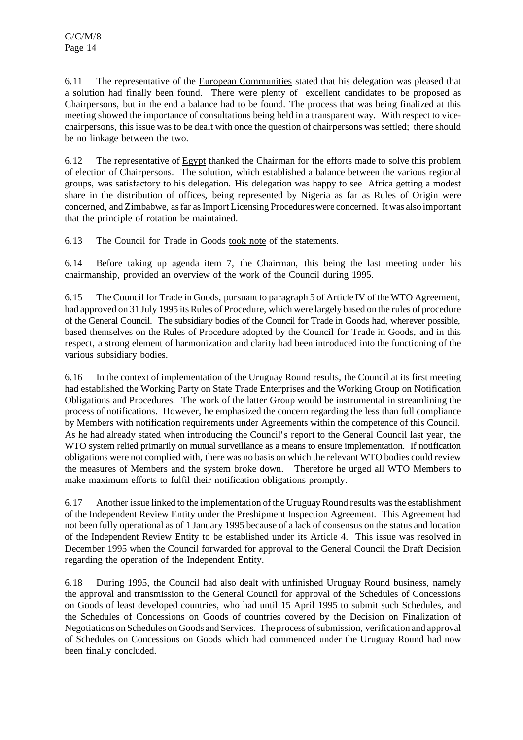6.11 The representative of the European Communities stated that his delegation was pleased that a solution had finally been found. There were plenty of excellent candidates to be proposed as Chairpersons, but in the end a balance had to be found. The process that was being finalized at this meeting showed the importance of consultations being held in a transparent way. With respect to vice-chairpersons, this issue was to be dealt with once the question of chairpersons was settled; there should be no linkage between the two.

6.12 The representative of Egypt thanked the Chairman for the efforts made to solve this problem of election of Chairpersons. The solution, which established a balance between the various regional groups, was satisfactory to his delegation. His delegation was happy to see Africa getting a modest share in the distribution of offices, being represented by Nigeria as far as Rules of Origin were concerned, and Zimbabwe, as far as Import Licensing Procedures were concerned. It was also important that the principle of rotation be maintained.

6.13 The Council for Trade in Goods took note of the statements.

6.14 Before taking up agenda item 7, the Chairman, this being the last meeting under his chairmanship, provided an overview of the work of the Council during 1995.

6.15 The Council for Trade in Goods, pursuant to paragraph 5 of Article IV of the WTO Agreement, had approved on 31 July 1995 its Rules of Procedure, which were largely based on the rules of procedure of the General Council. The subsidiary bodies of the Council for Trade in Goods had, wherever possible, based themselves on the Rules of Procedure adopted by the Council for Trade in Goods, and in this respect, a strong element of harmonization and clarity had been introduced into the functioning of the various subsidiary bodies.

6.16 In the context of implementation of the Uruguay Round results, the Council at its first meeting had established the Working Party on State Trade Enterprises and the Working Group on Notification Obligations and Procedures. The work of the latter Group would be instrumental in streamlining the process of notifications. However, he emphasized the concern regarding the less than full compliance by Members with notification requirements under Agreements within the competence of this Council. As he had already stated when introducing the Council's report to the General Council last year, the WTO system relied primarily on mutual surveillance as a means to ensure implementation. If notification obligations were not complied with, there was no basis on which the relevant WTO bodies could review the measures of Members and the system broke down. Therefore he urged all WTO Members to make maximum efforts to fulfil their notification obligations promptly.

6.17 Another issue linked to the implementation of the Uruguay Round results was the establishment of the Independent Review Entity under the Preshipment Inspection Agreement. This Agreement had not been fully operational as of 1 January 1995 because of a lack of consensus on the status and location of the Independent Review Entity to be established under its Article 4. This issue was resolved in December 1995 when the Council forwarded for approval to the General Council the Draft Decision regarding the operation of the Independent Entity.

6.18 During 1995, the Council had also dealt with unfinished Uruguay Round business, namely the approval and transmission to the General Council for approval of the Schedules of Concessions on Goods of least developed countries, who had until 15 April 1995 to submit such Schedules, and the Schedules of Concessions on Goods of countries covered by the Decision on Finalization of Negotiations on Schedules on Goods and Services. The process of submission, verification and approval of Schedules on Concessions on Goods which had commenced under the Uruguay Round had now been finally concluded.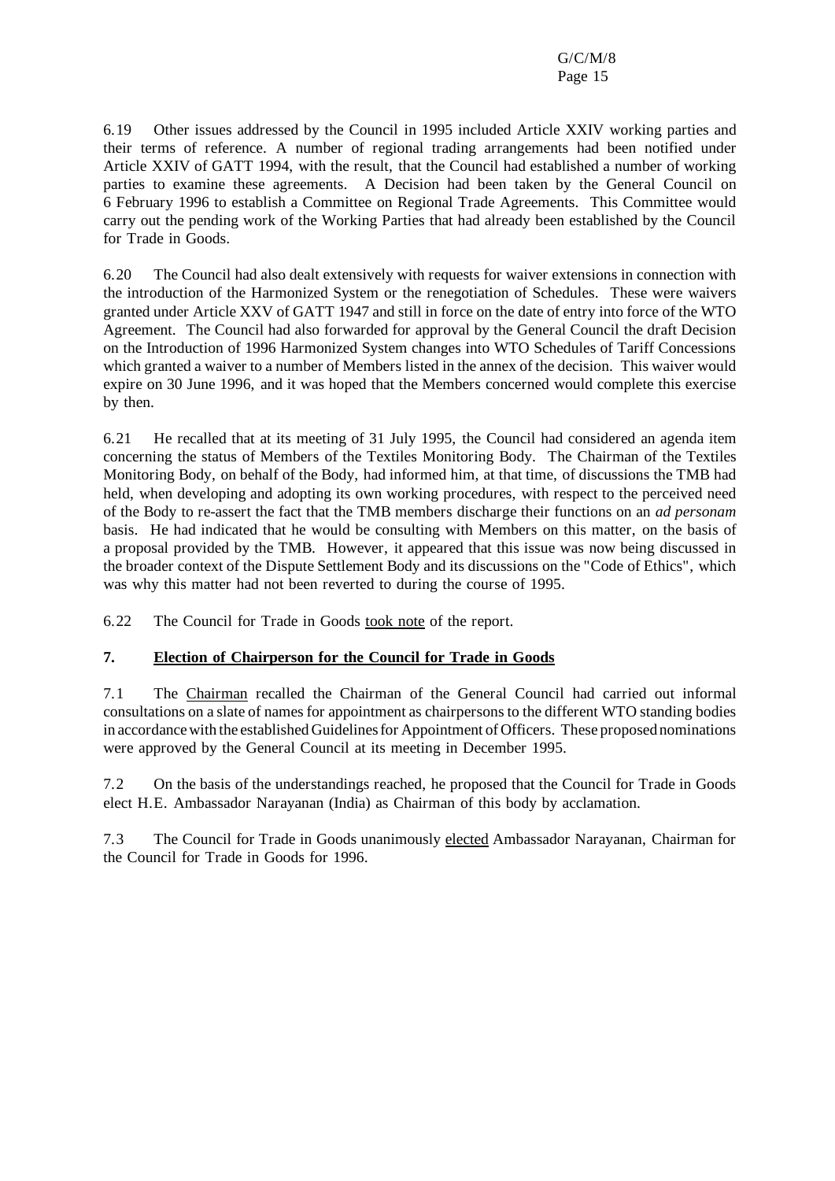6.19 Other issues addressed by the Council in 1995 included Article XXIV working parties and their terms of reference. A number of regional trading arrangements had been notified under Article XXIV of GATT 1994, with the result, that the Council had established a number of working parties to examine these agreements. A Decision had been taken by the General Council on 6 February 1996 to establish a Committee on Regional Trade Agreements. This Committee would carry out the pending work of the Working Parties that had already been established by the Council for Trade in Goods.

6.20 The Council had also dealt extensively with requests for waiver extensions in connection with the introduction of the Harmonized System or the renegotiation of Schedules. These were waivers granted under Article XXV of GATT 1947 and still in force on the date of entry into force of the WTO Agreement. The Council had also forwarded for approval by the General Council the draft Decision on the Introduction of 1996 Harmonized System changes into WTO Schedules of Tariff Concessions which granted a waiver to a number of Members listed in the annex of the decision. This waiver would expire on 30 June 1996, and it was hoped that the Members concerned would complete this exercise by then.

6.21 He recalled that at its meeting of 31 July 1995, the Council had considered an agenda item concerning the status of Members of the Textiles Monitoring Body. The Chairman of the Textiles Monitoring Body, on behalf of the Body, had informed him, at that time, of discussions the TMB had held, when developing and adopting its own working procedures, with respect to the perceived need of the Body to re-assert the fact that the TMB members discharge their functions on an *ad personam* basis. He had indicated that he would be consulting with Members on this matter, on the basis of a proposal provided by the TMB. However, it appeared that this issue was now being discussed in the broader context of the Dispute Settlement Body and its discussions on the "Code of Ethics", which was why this matter had not been reverted to during the course of 1995.

6.22 The Council for Trade in Goods took note of the report.

## 7. Election of Chairperson for the Council for Trade in Goods

7.1 The Chairman recalled the Chairman of the General Council had carried out informal consultations on a slate of names for appointment as chairpersons to the different WTO standing bodies in accordance with the established Guidelines for Appointment of Officers. These proposed nominations were approved by the General Council at its meeting in December 1995.

7.2 On the basis of the understandings reached, he proposed that the Council for Trade in Goods elect H.E. Ambassador Narayanan (India) as Chairman of this body by acclamation.

7.3 The Council for Trade in Goods unanimously elected Ambassador Narayanan, Chairman for the Council for Trade in Goods for 1996.